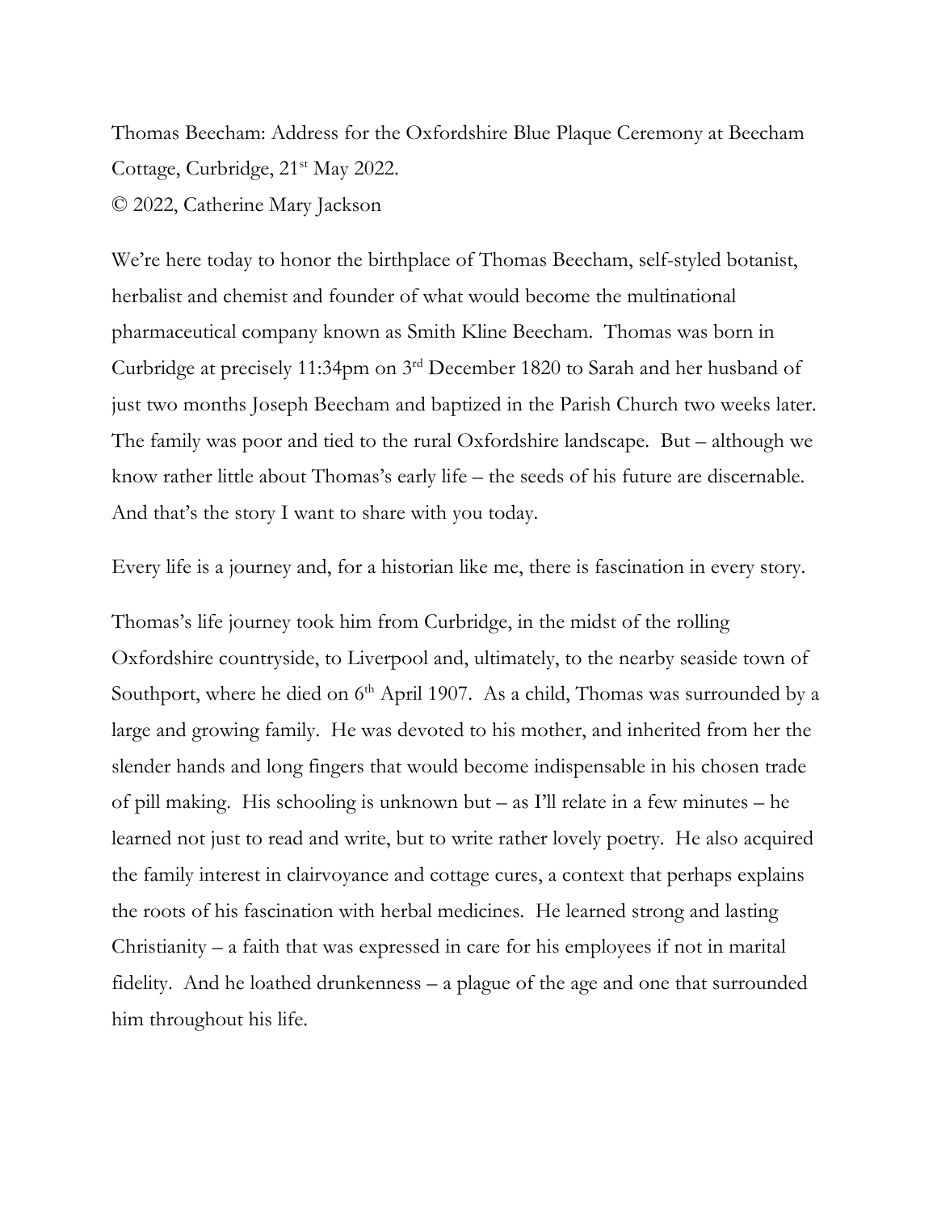Thomas Beecham: Address for the Oxfordshire Blue Plaque Ceremony at Beecham Cottage, Curbridge, 21st May 2022.

© 2022, Catherine Mary Jackson

We're here today to honor the birthplace of Thomas Beecham, self-styled botanist, herbalist and chemist and founder of what would become the multinational pharmaceutical company known as Smith Kline Beecham. Thomas was born in Curbridge at precisely 11:34pm on 3rd December 1820 to Sarah and her husband of just two months Joseph Beecham and baptized in the Parish Church two weeks later. The family was poor and tied to the rural Oxfordshire landscape. But – although we know rather little about Thomas's early life – the seeds of his future are discernable. And that's the story I want to share with you today.

Every life is a journey and, for a historian like me, there is fascination in every story.

Thomas's life journey took him from Curbridge, in the midst of the rolling Oxfordshire countryside, to Liverpool and, ultimately, to the nearby seaside town of Southport, where he died on 6th April 1907. As a child, Thomas was surrounded by a large and growing family. He was devoted to his mother, and inherited from her the slender hands and long fingers that would become indispensable in his chosen trade of pill making. His schooling is unknown but – as I'll relate in a few minutes – he learned not just to read and write, but to write rather lovely poetry. He also acquired the family interest in clairvoyance and cottage cures, a context that perhaps explains the roots of his fascination with herbal medicines. He learned strong and lasting Christianity – a faith that was expressed in care for his employees if not in marital fidelity. And he loathed drunkenness – a plague of the age and one that surrounded him throughout his life.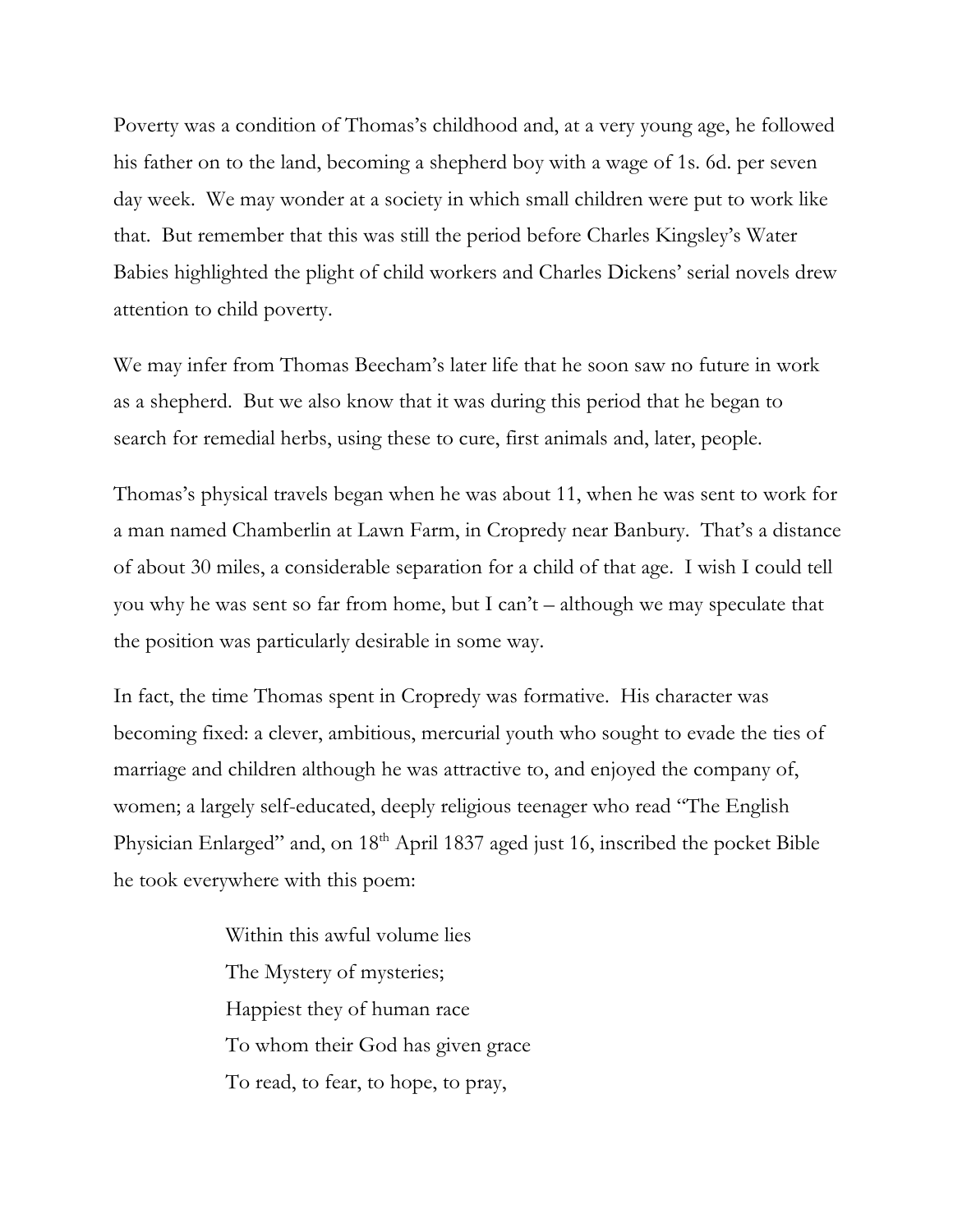Poverty was a condition of Thomas's childhood and, at a very young age, he followed his father on to the land, becoming a shepherd boy with a wage of 1s. 6d. per seven day week. We may wonder at a society in which small children were put to work like that. But remember that this was still the period before Charles Kingsley's Water Babies highlighted the plight of child workers and Charles Dickens' serial novels drew attention to child poverty.

We may infer from Thomas Beecham's later life that he soon saw no future in work as a shepherd. But we also know that it was during this period that he began to search for remedial herbs, using these to cure, first animals and, later, people.

Thomas's physical travels began when he was about 11, when he was sent to work for a man named Chamberlin at Lawn Farm, in Cropredy near Banbury. That's a distance of about 30 miles, a considerable separation for a child of that age. I wish I could tell you why he was sent so far from home, but I can't – although we may speculate that the position was particularly desirable in some way.

In fact, the time Thomas spent in Cropredy was formative. His character was becoming fixed: a clever, ambitious, mercurial youth who sought to evade the ties of marriage and children although he was attractive to, and enjoyed the company of, women; a largely self-educated, deeply religious teenager who read "The English Physician Enlarged" and, on 18th April 1837 aged just 16, inscribed the pocket Bible he took everywhere with this poem:

> Within this awful volume lies
> The Mystery of mysteries;
> Happiest they of human race
> To whom their God has given grace
> To read, to fear, to hope, to pray,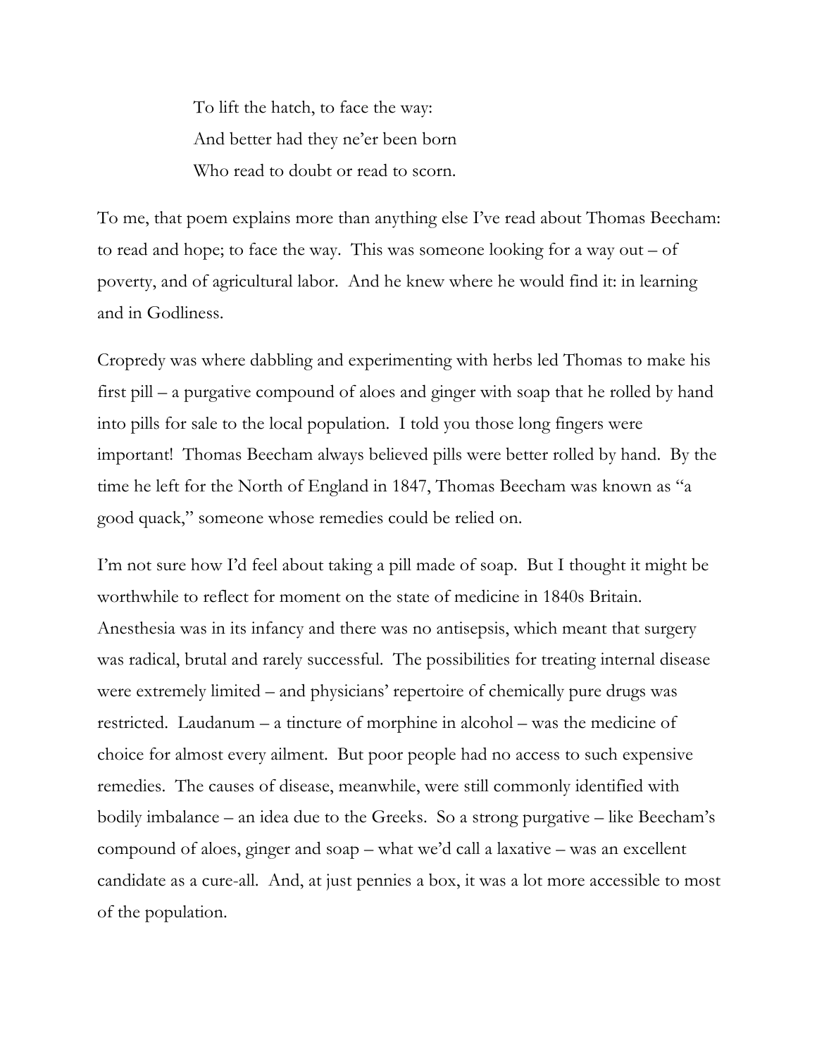> To lift the hatch, to face the way:
> And better had they ne'er been born
> Who read to doubt or read to scorn.

To me, that poem explains more than anything else I've read about Thomas Beecham: to read and hope; to face the way. This was someone looking for a way out – of poverty, and of agricultural labor. And he knew where he would find it: in learning and in Godliness.

Cropredy was where dabbling and experimenting with herbs led Thomas to make his first pill – a purgative compound of aloes and ginger with soap that he rolled by hand into pills for sale to the local population. I told you those long fingers were important! Thomas Beecham always believed pills were better rolled by hand. By the time he left for the North of England in 1847, Thomas Beecham was known as "a good quack," someone whose remedies could be relied on.

I'm not sure how I'd feel about taking a pill made of soap. But I thought it might be worthwhile to reflect for moment on the state of medicine in 1840s Britain. Anesthesia was in its infancy and there was no antisepsis, which meant that surgery was radical, brutal and rarely successful. The possibilities for treating internal disease were extremely limited – and physicians' repertoire of chemically pure drugs was restricted. Laudanum – a tincture of morphine in alcohol – was the medicine of choice for almost every ailment. But poor people had no access to such expensive remedies. The causes of disease, meanwhile, were still commonly identified with bodily imbalance – an idea due to the Greeks. So a strong purgative – like Beecham's compound of aloes, ginger and soap – what we'd call a laxative – was an excellent candidate as a cure-all. And, at just pennies a box, it was a lot more accessible to most of the population.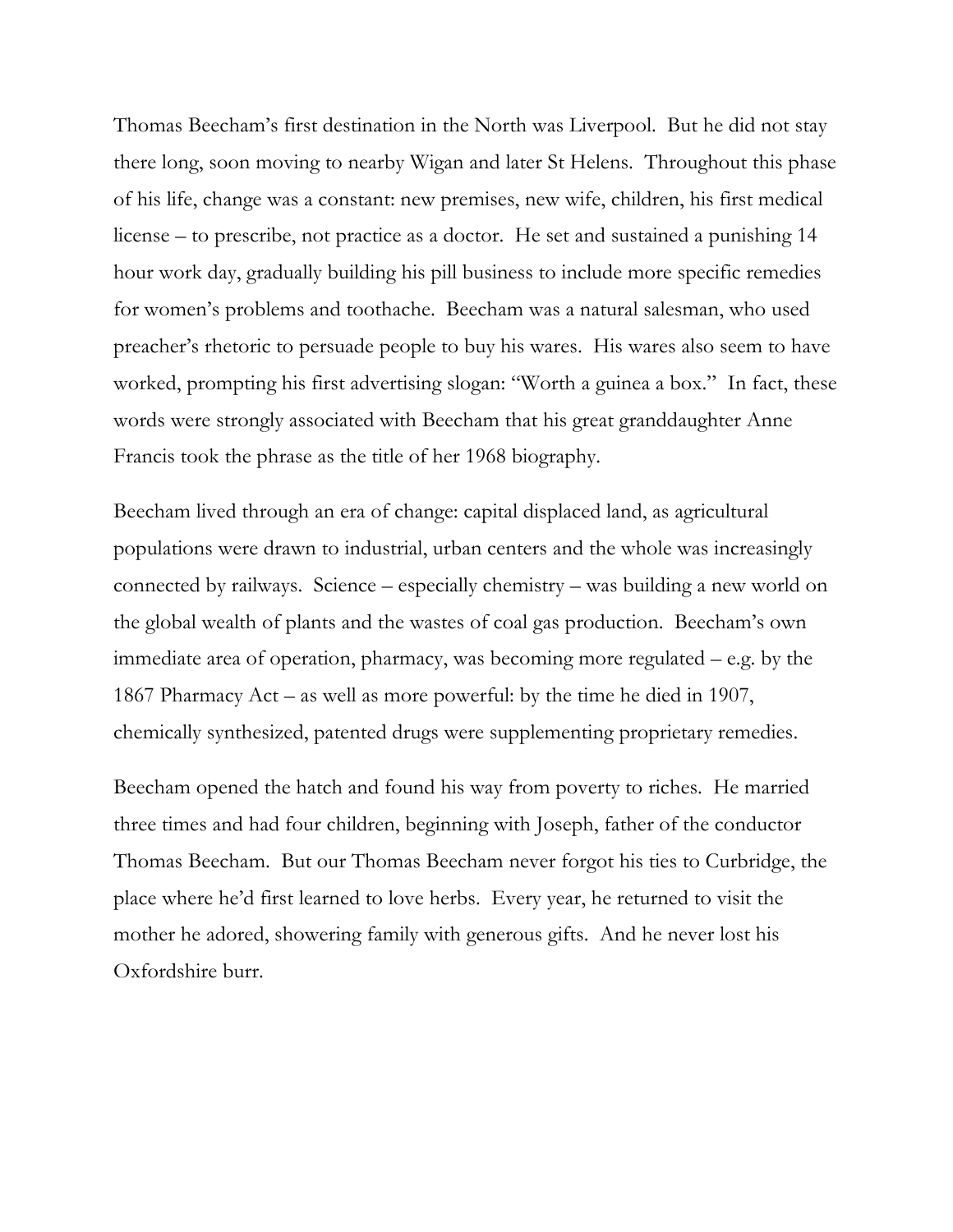Thomas Beecham's first destination in the North was Liverpool. But he did not stay there long, soon moving to nearby Wigan and later St Helens. Throughout this phase of his life, change was a constant: new premises, new wife, children, his first medical license – to prescribe, not practice as a doctor. He set and sustained a punishing 14 hour work day, gradually building his pill business to include more specific remedies for women's problems and toothache. Beecham was a natural salesman, who used preacher's rhetoric to persuade people to buy his wares. His wares also seem to have worked, prompting his first advertising slogan: "Worth a guinea a box." In fact, these words were strongly associated with Beecham that his great granddaughter Anne Francis took the phrase as the title of her 1968 biography.

Beecham lived through an era of change: capital displaced land, as agricultural populations were drawn to industrial, urban centers and the whole was increasingly connected by railways. Science – especially chemistry – was building a new world on the global wealth of plants and the wastes of coal gas production. Beecham's own immediate area of operation, pharmacy, was becoming more regulated – e.g. by the 1867 Pharmacy Act – as well as more powerful: by the time he died in 1907, chemically synthesized, patented drugs were supplementing proprietary remedies.

Beecham opened the hatch and found his way from poverty to riches. He married three times and had four children, beginning with Joseph, father of the conductor Thomas Beecham. But our Thomas Beecham never forgot his ties to Curbridge, the place where he'd first learned to love herbs. Every year, he returned to visit the mother he adored, showering family with generous gifts. And he never lost his Oxfordshire burr.